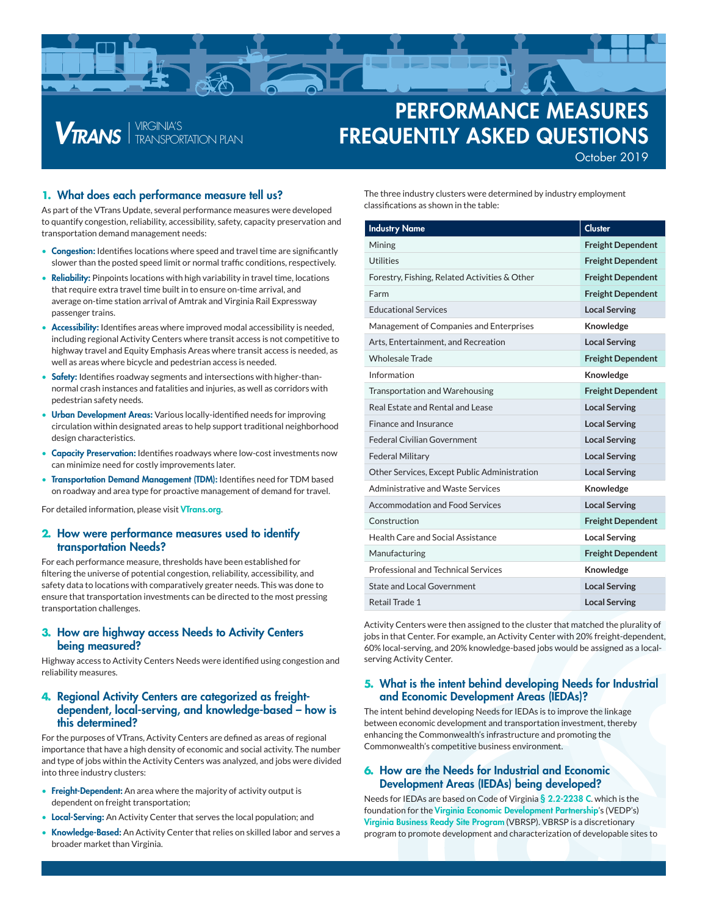# PERFORMANCE MEASURES FREQUENTLY ASKED QUESTIONS

VTRANS | VIRGINIA'S TRANSPORTATION PLAN

October 2019

## 1. What does each performance measure tell us?

As part of the VTrans Update, several performance measures were developed to quantify congestion, reliability, accessibility, safety, capacity preservation and transportation demand management needs:

- **Congestion:** Identifies locations where speed and travel time are significantly slower than the posted speed limit or normal traffic conditions, respectively.
- **Reliability:** Pinpoints locations with high variability in travel time, locations that require extra travel time built in to ensure on-time arrival, and average on-time station arrival of Amtrak and Virginia Rail Expressway passenger trains.
- **Accessibility:** Identifies areas where improved modal accessibility is needed, including regional Activity Centers where transit access is not competitive to highway travel and Equity Emphasis Areas where transit access is needed, as well as areas where bicycle and pedestrian access is needed.
- **Safety:** Identifies roadway segments and intersections with higher-than-normal crash instances and fatalities and injuries, as well as corridors with pedestrian safety needs.
- **Urban Development Areas:** Various locally-identified needs for improving circulation within designated areas to help support traditional neighborhood design characteristics.
- **Capacity Preservation:** Identifies roadways where low-cost investments now can minimize need for costly improvements later.
- **Transportation Demand Management (TDM):** Identifies need for TDM based on roadway and area type for proactive management of demand for travel.

For detailed information, please visit **VTrans.org**.

## 2. How were performance measures used to identify transportation Needs?

For each performance measure, thresholds have been established for filtering the universe of potential congestion, reliability, accessibility, and safety data to locations with comparatively greater needs. This was done to ensure that transportation investments can be directed to the most pressing transportation challenges.

## 3. How are highway access Needs to Activity Centers being measured?

Highway access to Activity Centers Needs were identified using congestion and reliability measures.

## 4. Regional Activity Centers are categorized as freight-dependent, local-serving, and knowledge-based – how is this determined?

For the purposes of VTrans, Activity Centers are defined as areas of regional importance that have a high density of economic and social activity. The number and type of jobs within the Activity Centers was analyzed, and jobs were divided into three industry clusters:

- **Freight-Dependent:** An area where the majority of activity output is dependent on freight transportation;
- **Local-Serving:** An Activity Center that serves the local population; and
- **Knowledge-Based:** An Activity Center that relies on skilled labor and serves a broader market than Virginia.

The three industry clusters were determined by industry employment classifications as shown in the table:

| Industry Name | Cluster |
|---|---|
| Mining | Freight Dependent |
| Utilities | Freight Dependent |
| Forestry, Fishing, Related Activities & Other | Freight Dependent |
| Farm | Freight Dependent |
| Educational Services | Local Serving |
| Management of Companies and Enterprises | Knowledge |
| Arts, Entertainment, and Recreation | Local Serving |
| Wholesale Trade | Freight Dependent |
| Information | Knowledge |
| Transportation and Warehousing | Freight Dependent |
| Real Estate and Rental and Lease | Local Serving |
| Finance and Insurance | Local Serving |
| Federal Civilian Government | Local Serving |
| Federal Military | Local Serving |
| Other Services, Except Public Administration | Local Serving |
| Administrative and Waste Services | Knowledge |
| Accommodation and Food Services | Local Serving |
| Construction | Freight Dependent |
| Health Care and Social Assistance | Local Serving |
| Manufacturing | Freight Dependent |
| Professional and Technical Services | Knowledge |
| State and Local Government | Local Serving |
| Retail Trade 1 | Local Serving |

Activity Centers were then assigned to the cluster that matched the plurality of jobs in that Center. For example, an Activity Center with 20% freight-dependent, 60% local-serving, and 20% knowledge-based jobs would be assigned as a local-serving Activity Center.

## 5. What is the intent behind developing Needs for Industrial and Economic Development Areas (IEDAs)?

The intent behind developing Needs for IEDAs is to improve the linkage between economic development and transportation investment, thereby enhancing the Commonwealth's infrastructure and promoting the Commonwealth's competitive business environment.

## 6. How are the Needs for Industrial and Economic Development Areas (IEDAs) being developed?

Needs for IEDAs are based on Code of Virginia **§ 2.2-2238 C**. which is the foundation for the **Virginia Economic Development Partnership**'s (VEDP's) **Virginia Business Ready Site Program** (VBRSP). VBRSP is a discretionary program to promote development and characterization of developable sites to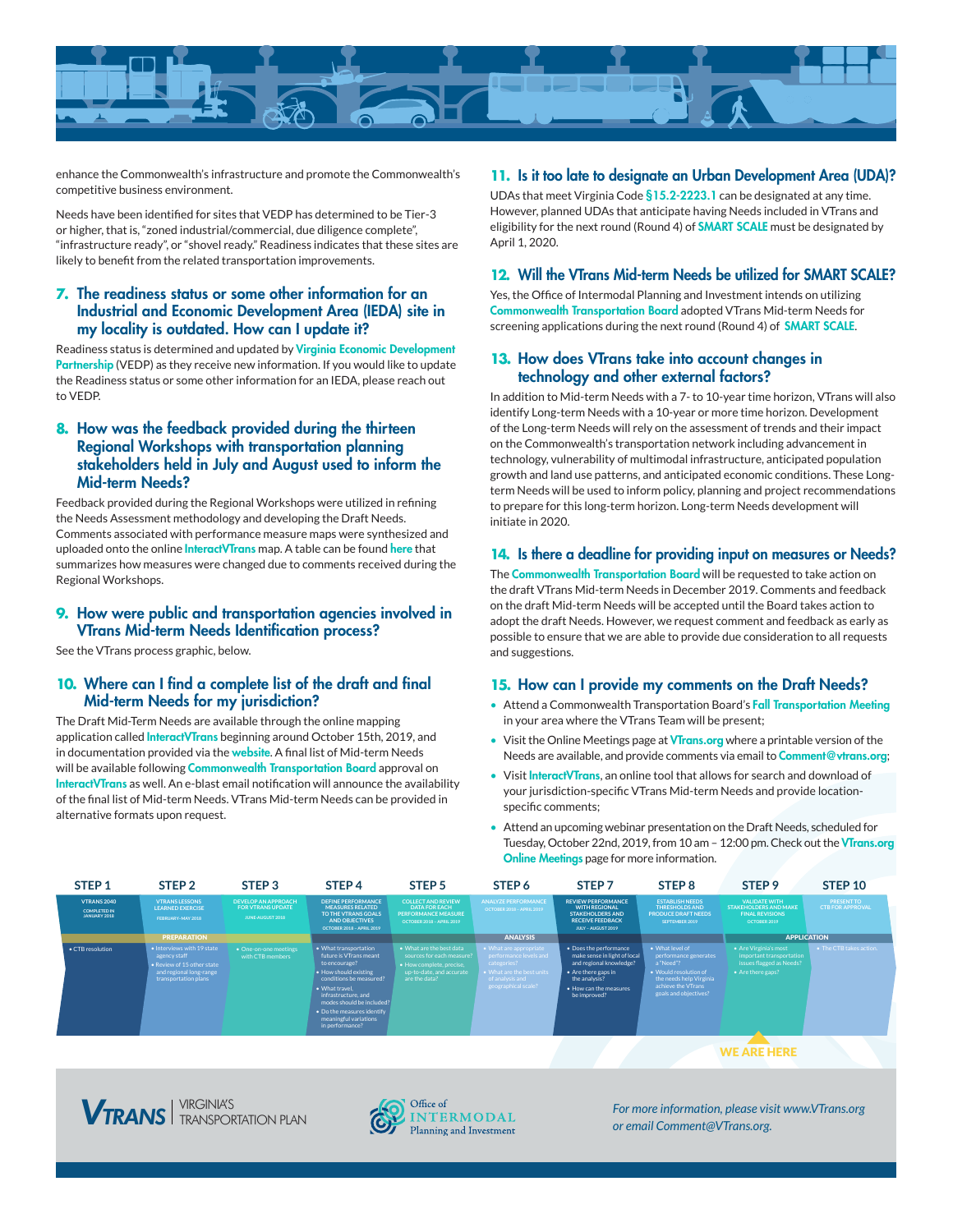enhance the Commonwealth's infrastructure and promote the Commonwealth's competitive business environment.

Needs have been identified for sites that VEDP has determined to be Tier-3 or higher, that is, "zoned industrial/commercial, due diligence complete", "infrastructure ready", or "shovel ready." Readiness indicates that these sites are likely to benefit from the related transportation improvements.

## 7. The readiness status or some other information for an Industrial and Economic Development Area (IEDA) site in my locality is outdated. How can I update it?

Readiness status is determined and updated by Virginia Economic Development Partnership (VEDP) as they receive new information. If you would like to update the Readiness status or some other information for an IEDA, please reach out to VEDP.

## 8. How was the feedback provided during the thirteen Regional Workshops with transportation planning stakeholders held in July and August used to inform the Mid-term Needs?

Feedback provided during the Regional Workshops were utilized in refining the Needs Assessment methodology and developing the Draft Needs. Comments associated with performance measure maps were synthesized and uploaded onto the online InteractVTrans map. A table can be found here that summarizes how measures were changed due to comments received during the Regional Workshops.

## 9. How were public and transportation agencies involved in VTrans Mid-term Needs Identification process?

See the VTrans process graphic, below.

## 10. Where can I find a complete list of the draft and final Mid-term Needs for my jurisdiction?

The Draft Mid-Term Needs are available through the online mapping application called InteractVTrans beginning around October 15th, 2019, and in documentation provided via the website. A final list of Mid-term Needs will be available following Commonwealth Transportation Board approval on InteractVTrans as well. An e-blast email notification will announce the availability of the final list of Mid-term Needs. VTrans Mid-term Needs can be provided in alternative formats upon request.

## 11. Is it too late to designate an Urban Development Area (UDA)?

UDAs that meet Virginia Code §15.2-2223.1 can be designated at any time. However, planned UDAs that anticipate having Needs included in VTrans and eligibility for the next round (Round 4) of SMART SCALE must be designated by April 1, 2020.

## 12. Will the VTrans Mid-term Needs be utilized for SMART SCALE?

Yes, the Office of Intermodal Planning and Investment intends on utilizing Commonwealth Transportation Board adopted VTrans Mid-term Needs for screening applications during the next round (Round 4) of SMART SCALE.

## 13. How does VTrans take into account changes in technology and other external factors?

In addition to Mid-term Needs with a 7- to 10-year time horizon, VTrans will also identify Long-term Needs with a 10-year or more time horizon. Development of the Long-term Needs will rely on the assessment of trends and their impact on the Commonwealth's transportation network including advancement in technology, vulnerability of multimodal infrastructure, anticipated population growth and land use patterns, and anticipated economic conditions. These Long-term Needs will be used to inform policy, planning and project recommendations to prepare for this long-term horizon. Long-term Needs development will initiate in 2020.

## 14. Is there a deadline for providing input on measures or Needs?

The Commonwealth Transportation Board will be requested to take action on the draft VTrans Mid-term Needs in December 2019. Comments and feedback on the draft Mid-term Needs will be accepted until the Board takes action to adopt the draft Needs. However, we request comment and feedback as early as possible to ensure that we are able to provide due consideration to all requests and suggestions.

## 15. How can I provide my comments on the Draft Needs?

- Attend a Commonwealth Transportation Board's Fall Transportation Meeting in your area where the VTrans Team will be present;
- Visit the Online Meetings page at VTrans.org where a printable version of the Needs are available, and provide comments via email to Comment@vtrans.org;
- Visit InteractVTrans, an online tool that allows for search and download of your jurisdiction-specific VTrans Mid-term Needs and provide location-specific comments;
- Attend an upcoming webinar presentation on the Draft Needs, scheduled for Tuesday, October 22nd, 2019, from 10 am – 12:00 pm. Check out the VTrans.org Online Meetings page for more information.

| STEP 1 | STEP 2 | STEP 3 | STEP 4 | STEP 5 | STEP 6 | STEP 7 | STEP 8 | STEP 9 | STEP 10 |
|---|---|---|---|---|---|---|---|---|---|
| VTRANS 2040 COMPLETED IN JANUARY 2018 | VTRANS LESSONS LEARNED EXERCISE FEBRUARY–MAY 2018 | DEVELOP AN APPROACH FOR VTRANS UPDATE JUNE-AUGUST 2018 | DEFINE PERFORMANCE MEASURES RELATED TO THE VTRANS GOALS AND OBJECTIVES OCTOBER 2018 – APRIL 2019 | COLLECT AND REVIEW DATA FOR EACH PERFORMANCE MEASURE OCTOBER 2018 – APRIL 2019 | ANALYZE PERFORMANCE OCTOBER 2018 – APRIL 2019 | REVIEW PERFORMANCE WITH REGIONAL STAKEHOLDERS AND RECEIVE FEEDBACK JULY – AUGUST 2019 | ESTABLISH NEEDS THRESHOLDS AND PRODUCE DRAFT NEEDS SEPTEMBER 2019 | VALIDATE WITH STAKEHOLDERS AND MAKE FINAL REVISIONS OCTOBER 2019 | PRESENT TO CTB FOR APPROVAL |
| | PREPARATION | | | | ANALYSIS | | | APPLICATION | |
| • CTB resolution | • Interviews with 19 state agency staff • Review of 15 other state and regional long-range transportation plans | • One-on-one meetings with CTB members | • What transportation future is VTrans meant to encourage? • How should existing conditions be measured? • What travel, infrastructure, and modes should be included? • Do the measures identify meaningful variations in performance? | • What are the best data sources for each measure? • How complete, precise, up-to-date, and accurate are the data? | • What are appropriate performance levels and categories? • What are the best units of analysis and geographical scale? | • Does the performance make sense in light of local and regional knowledge? • Are there gaps in the analysis? • How can the measures be improved? | • What level of performance generates a "Need"? • Would resolution of the needs help Virginia achieve the VTrans goals and objectives? | • Are Virginia's most important transportation issues flagged as Needs? • Are there gaps? | • The CTB takes action. |

WE ARE HERE (Step 9)

VTRANS | VIRGINIA'S TRANSPORTATION PLAN

Office of INTERMODAL Planning and Investment

*For more information, please visit www.VTrans.org or email Comment@VTrans.org.*